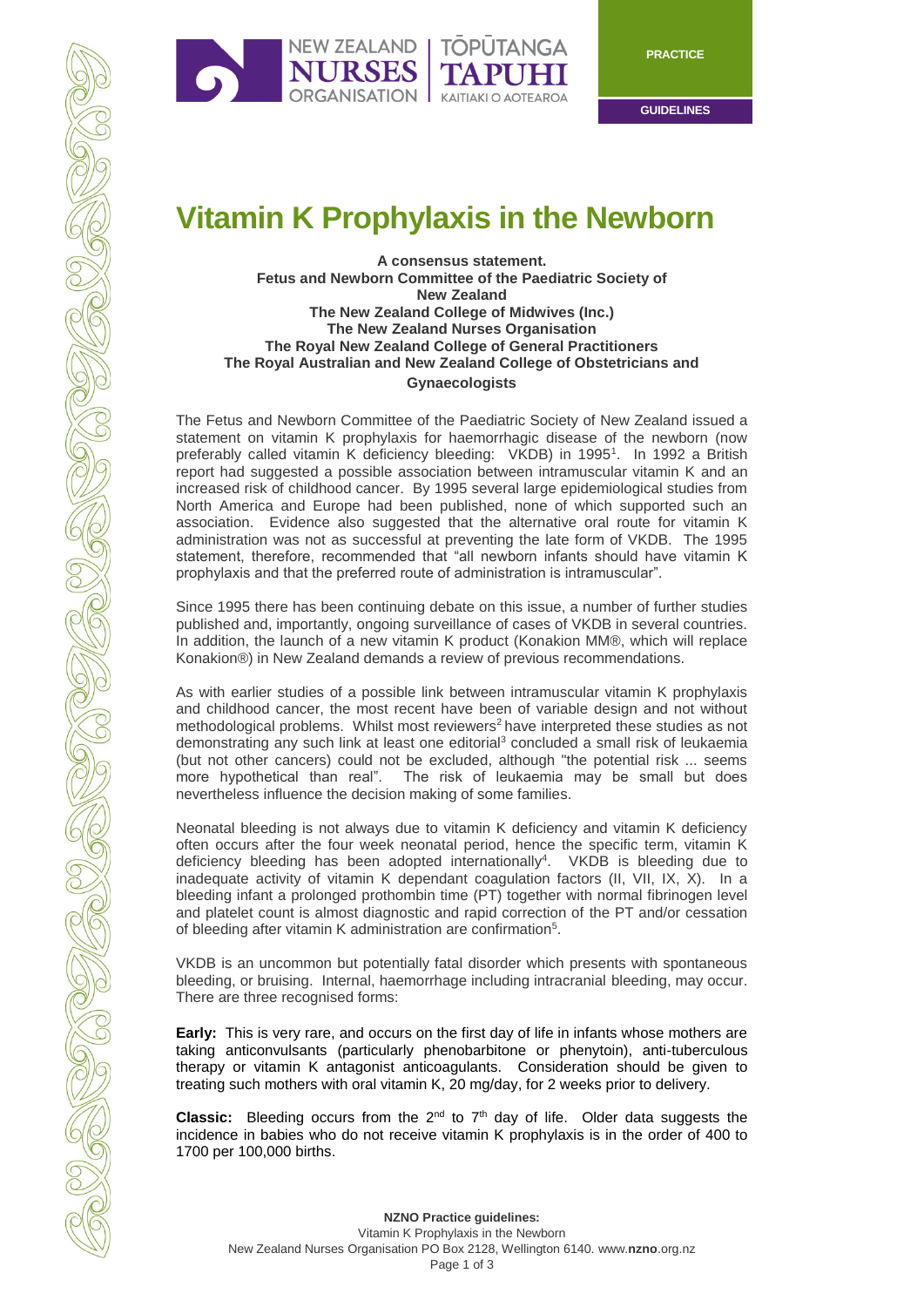# Vitamin K Prophylaxis in the Newborn

**A consensus statement.**
**Fetus and Newborn Committee of the Paediatric Society of New Zealand**
**The New Zealand College of Midwives (Inc.)**
**The New Zealand Nurses Organisation**
**The Royal New Zealand College of General Practitioners**
**The Royal Australian and New Zealand College of Obstetricians and Gynaecologists**

The Fetus and Newborn Committee of the Paediatric Society of New Zealand issued a statement on vitamin K prophylaxis for haemorrhagic disease of the newborn (now preferably called vitamin K deficiency bleeding: VKDB) in 1995[1]. In 1992 a British report had suggested a possible association between intramuscular vitamin K and an increased risk of childhood cancer. By 1995 several large epidemiological studies from North America and Europe had been published, none of which supported such an association. Evidence also suggested that the alternative oral route for vitamin K administration was not as successful at preventing the late form of VKDB. The 1995 statement, therefore, recommended that "all newborn infants should have vitamin K prophylaxis and that the preferred route of administration is intramuscular".

Since 1995 there has been continuing debate on this issue, a number of further studies published and, importantly, ongoing surveillance of cases of VKDB in several countries. In addition, the launch of a new vitamin K product (Konakion MM®, which will replace Konakion®) in New Zealand demands a review of previous recommendations.

As with earlier studies of a possible link between intramuscular vitamin K prophylaxis and childhood cancer, the most recent have been of variable design and not without methodological problems. Whilst most reviewers[2] have interpreted these studies as not demonstrating any such link at least one editorial[3] concluded a small risk of leukaemia (but not other cancers) could not be excluded, although "the potential risk ... seems more hypothetical than real". The risk of leukaemia may be small but does nevertheless influence the decision making of some families.

Neonatal bleeding is not always due to vitamin K deficiency and vitamin K deficiency often occurs after the four week neonatal period, hence the specific term, vitamin K deficiency bleeding has been adopted internationally[4]. VKDB is bleeding due to inadequate activity of vitamin K dependant coagulation factors (II, VII, IX, X). In a bleeding infant a prolonged prothombin time (PT) together with normal fibrinogen level and platelet count is almost diagnostic and rapid correction of the PT and/or cessation of bleeding after vitamin K administration are confirmation[5].

VKDB is an uncommon but potentially fatal disorder which presents with spontaneous bleeding, or bruising. Internal, haemorrhage including intracranial bleeding, may occur. There are three recognised forms:

**Early:** This is very rare, and occurs on the first day of life in infants whose mothers are taking anticonvulsants (particularly phenobarbitone or phenytoin), anti-tuberculous therapy or vitamin K antagonist anticoagulants. Consideration should be given to treating such mothers with oral vitamin K, 20 mg/day, for 2 weeks prior to delivery.

**Classic:** Bleeding occurs from the 2nd to 7th day of life. Older data suggests the incidence in babies who do not receive vitamin K prophylaxis is in the order of 400 to 1700 per 100,000 births.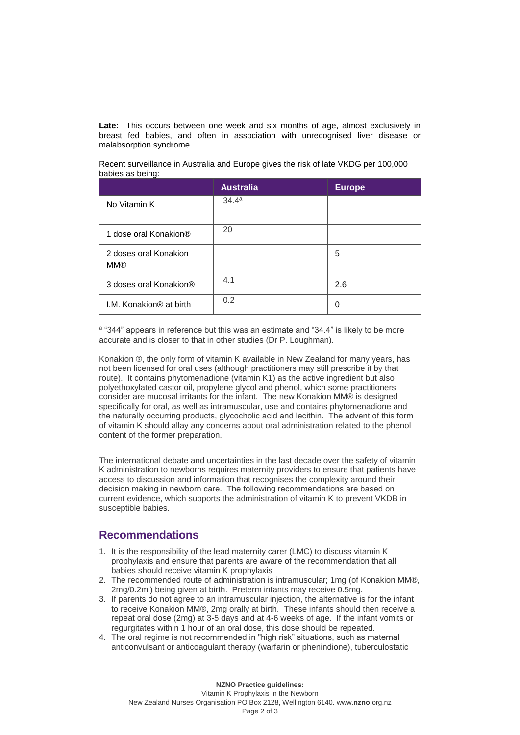**Late:** This occurs between one week and six months of age, almost exclusively in breast fed babies, and often in association with unrecognised liver disease or malabsorption syndrome.

Recent surveillance in Australia and Europe gives the risk of late VKDG per 100,000 babies as being:

| | Australia | Europe |
|---|---|---|
| No Vitamin K | 34.4[a] | |
| 1 dose oral Konakion® | 20 | |
| 2 doses oral Konakion MM® | | 5 |
| 3 doses oral Konakion® | 4.1 | 2.6 |
| I.M. Konakion® at birth | 0.2 | 0 |

[a] "344" appears in reference but this was an estimate and "34.4" is likely to be more accurate and is closer to that in other studies (Dr P. Loughman).

Konakion ®, the only form of vitamin K available in New Zealand for many years, has not been licensed for oral uses (although practitioners may still prescribe it by that route). It contains phytomenadione (vitamin K1) as the active ingredient but also polyethoxylated castor oil, propylene glycol and phenol, which some practitioners consider are mucosal irritants for the infant. The new Konakion MM® is designed specifically for oral, as well as intramuscular, use and contains phytomenadione and the naturally occurring products, glycocholic acid and lecithin. The advent of this form of vitamin K should allay any concerns about oral administration related to the phenol content of the former preparation.

The international debate and uncertainties in the last decade over the safety of vitamin K administration to newborns requires maternity providers to ensure that patients have access to discussion and information that recognises the complexity around their decision making in newborn care. The following recommendations are based on current evidence, which supports the administration of vitamin K to prevent VKDB in susceptible babies.

## Recommendations

1. It is the responsibility of the lead maternity carer (LMC) to discuss vitamin K prophylaxis and ensure that parents are aware of the recommendation that all babies should receive vitamin K prophylaxis
2. The recommended route of administration is intramuscular; 1mg (of Konakion MM®, 2mg/0.2ml) being given at birth. Preterm infants may receive 0.5mg.
3. If parents do not agree to an intramuscular injection, the alternative is for the infant to receive Konakion MM®, 2mg orally at birth. These infants should then receive a repeat oral dose (2mg) at 3-5 days and at 4-6 weeks of age. If the infant vomits or regurgitates within 1 hour of an oral dose, this dose should be repeated.
4. The oral regime is not recommended in "high risk" situations, such as maternal anticonvulsant or anticoagulant therapy (warfarin or phenindione), tuberculostatic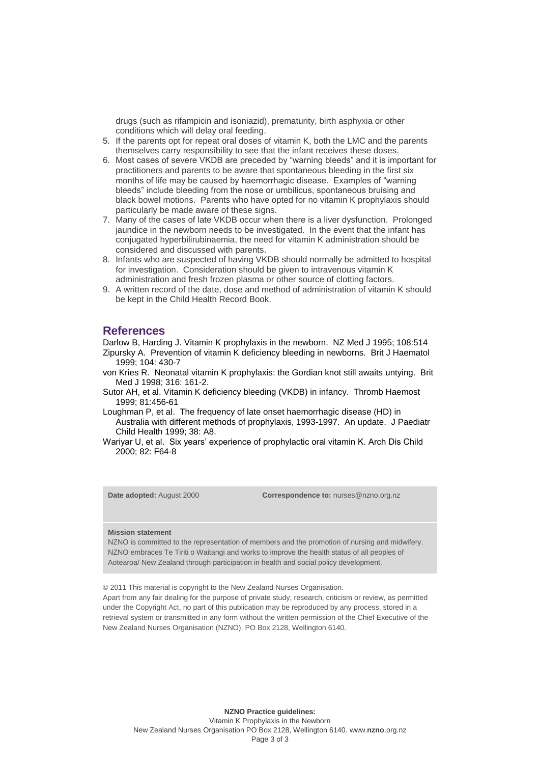drugs (such as rifampicin and isoniazid), prematurity, birth asphyxia or other conditions which will delay oral feeding.

5. If the parents opt for repeat oral doses of vitamin K, both the LMC and the parents themselves carry responsibility to see that the infant receives these doses.
6. Most cases of severe VKDB are preceded by "warning bleeds" and it is important for practitioners and parents to be aware that spontaneous bleeding in the first six months of life may be caused by haemorrhagic disease. Examples of "warning bleeds" include bleeding from the nose or umbilicus, spontaneous bruising and black bowel motions. Parents who have opted for no vitamin K prophylaxis should particularly be made aware of these signs.
7. Many of the cases of late VKDB occur when there is a liver dysfunction. Prolonged jaundice in the newborn needs to be investigated. In the event that the infant has conjugated hyperbilirubinaemia, the need for vitamin K administration should be considered and discussed with parents.
8. Infants who are suspected of having VKDB should normally be admitted to hospital for investigation. Consideration should be given to intravenous vitamin K administration and fresh frozen plasma or other source of clotting factors.
9. A written record of the date, dose and method of administration of vitamin K should be kept in the Child Health Record Book.

## References

Darlow B, Harding J. Vitamin K prophylaxis in the newborn. NZ Med J 1995; 108:514

Zipursky A. Prevention of vitamin K deficiency bleeding in newborns. Brit J Haematol 1999; 104: 430-7

von Kries R. Neonatal vitamin K prophylaxis: the Gordian knot still awaits untying. Brit Med J 1998; 316: 161-2.

Sutor AH, et al. Vitamin K deficiency bleeding (VKDB) in infancy. Thromb Haemost 1999; 81:456-61

Loughman P, et al. The frequency of late onset haemorrhagic disease (HD) in Australia with different methods of prophylaxis, 1993-1997. An update. J Paediatr Child Health 1999; 38: A8.

Wariyar U, et al. Six years' experience of prophylactic oral vitamin K. Arch Dis Child 2000; 82: F64-8

**Date adopted:** August 2000 **Correspondence to:** nurses@nzno.org.nz

**Mission statement**

NZNO is committed to the representation of members and the promotion of nursing and midwifery. NZNO embraces Te Tiriti o Waitangi and works to improve the health status of all peoples of Aotearoa/ New Zealand through participation in health and social policy development.

© 2011 This material is copyright to the New Zealand Nurses Organisation.

Apart from any fair dealing for the purpose of private study, research, criticism or review, as permitted under the Copyright Act, no part of this publication may be reproduced by any process, stored in a retrieval system or transmitted in any form without the written permission of the Chief Executive of the New Zealand Nurses Organisation (NZNO), PO Box 2128, Wellington 6140.